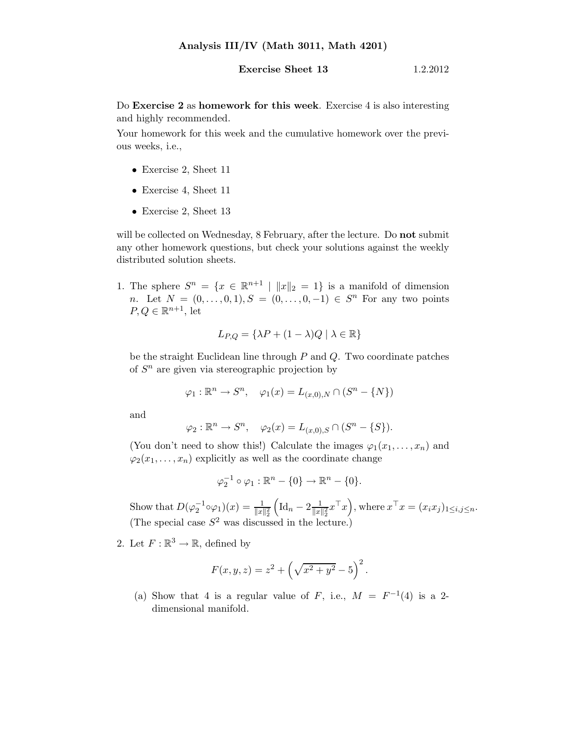**Analysis III/IV (Math 3011, Math 4201)**

**Exercise Sheet 13** 1.2.2012

Do **Exercise 2** as **homework for this week**. Exercise 4 is also interesting and highly recommended.

Your homework for this week and the cumulative homework over the previous weeks, i.e.,

- Exercise 2, Sheet 11
- Exercise 4, Sheet 11
- Exercise 2, Sheet 13

will be collected on Wednesday, 8 February, after the lecture. Do **not** submit any other homework questions, but check your solutions against the weekly distributed solution sheets.

1. The sphere $S^n = \{x \in \mathbb{R}^{n+1} \mid \|x\|_2 = 1\}$ is a manifold of dimension $n$. Let $N = (0, \dots, 0, 1), S = (0, \dots, 0, -1) \in S^n$ For any two points $P, Q \in \mathbb{R}^{n+1}$, let

$$L_{P,Q} = \{\lambda P + (1 - \lambda)Q \mid \lambda \in \mathbb{R}\}$$

be the straight Euclidean line through $P$ and $Q$. Two coordinate patches of $S^n$ are given via stereographic projection by

$$\varphi_1 : \mathbb{R}^n \to S^n, \quad \varphi_1(x) = L_{(x,0),N} \cap (S^n - \{N\})$$

and

$$\varphi_2 : \mathbb{R}^n \to S^n, \quad \varphi_2(x) = L_{(x,0),S} \cap (S^n - \{S\}).$$

(You don't need to show this!) Calculate the images $\varphi_1(x_1, \dots, x_n)$ and $\varphi_2(x_1, \dots, x_n)$ explicitly as well as the coordinate change

$$\varphi_2^{-1} \circ \varphi_1 : \mathbb{R}^n - \{0\} \to \mathbb{R}^n - \{0\}.$$

Show that $D(\varphi_2^{-1} \circ \varphi_1)(x) = \frac{1}{\|x\|_2^2} \left( \mathrm{Id}_n - 2 \frac{1}{\|x\|_2^2} x^\top x \right)$, where $x^\top x = (x_i x_j)_{1 \le i,j \le n}$. (The special case $S^2$ was discussed in the lecture.)

2. Let $F : \mathbb{R}^3 \to \mathbb{R}$, defined by

$$F(x, y, z) = z^2 + \left( \sqrt{x^2 + y^2} - 5 \right)^2.$$

(a) Show that 4 is a regular value of $F$, i.e., $M = F^{-1}(4)$ is a 2-dimensional manifold.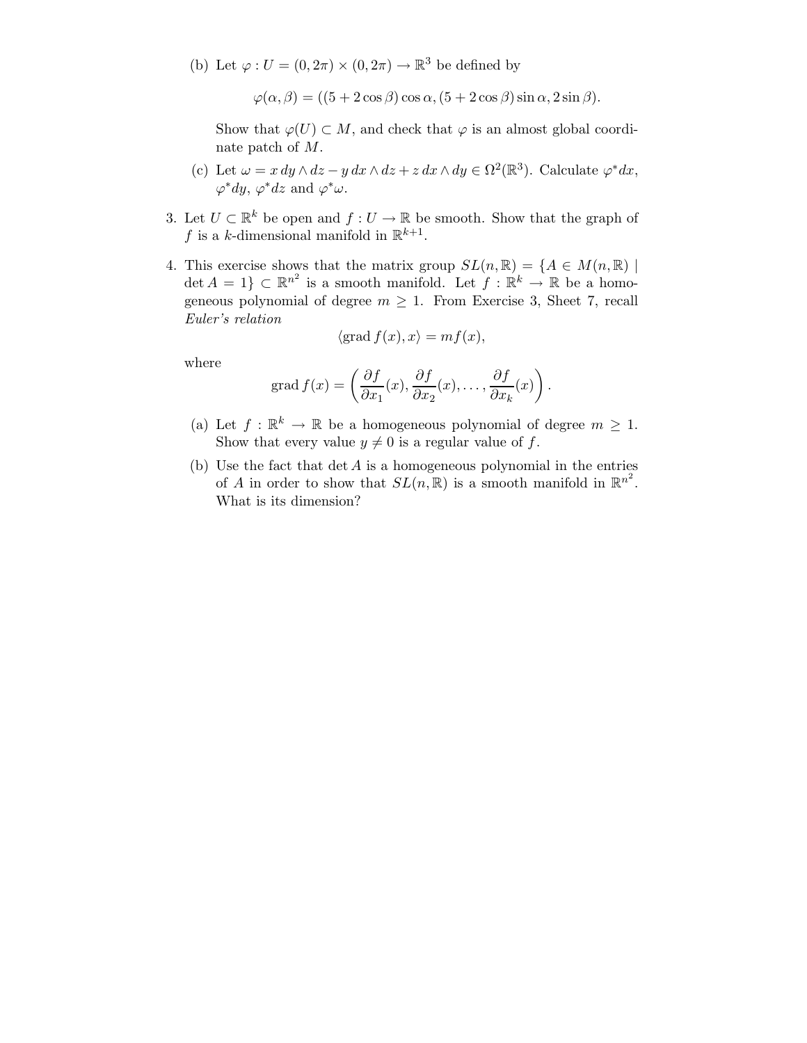(b) Let $\varphi : U = (0, 2\pi) \times (0, 2\pi) \to \mathbb{R}^3$ be defined by

$$\varphi(\alpha, \beta) = ((5 + 2\cos\beta)\cos\alpha, (5 + 2\cos\beta)\sin\alpha, 2\sin\beta).$$

Show that $\varphi(U) \subset M$, and check that $\varphi$ is an almost global coordinate patch of $M$.

(c) Let $\omega = x\, dy \wedge dz - y\, dx \wedge dz + z\, dx \wedge dy \in \Omega^2(\mathbb{R}^3)$. Calculate $\varphi^* dx$, $\varphi^* dy$, $\varphi^* dz$ and $\varphi^* \omega$.

3. Let $U \subset \mathbb{R}^k$ be open and $f : U \to \mathbb{R}$ be smooth. Show that the graph of $f$ is a $k$-dimensional manifold in $\mathbb{R}^{k+1}$.

4. This exercise shows that the matrix group $SL(n, \mathbb{R}) = \{A \in M(n, \mathbb{R}) \mid \det A = 1\} \subset \mathbb{R}^{n^2}$ is a smooth manifold. Let $f : \mathbb{R}^k \to \mathbb{R}$ be a homogeneous polynomial of degree $m \geq 1$. From Exercise 3, Sheet 7, recall *Euler's relation*

$$\langle \operatorname{grad} f(x), x \rangle = m f(x),$$

where

$$\operatorname{grad} f(x) = \left( \frac{\partial f}{\partial x_1}(x), \frac{\partial f}{\partial x_2}(x), \ldots, \frac{\partial f}{\partial x_k}(x) \right).$$

(a) Let $f : \mathbb{R}^k \to \mathbb{R}$ be a homogeneous polynomial of degree $m \geq 1$. Show that every value $y \neq 0$ is a regular value of $f$.

(b) Use the fact that $\det A$ is a homogeneous polynomial in the entries of $A$ in order to show that $SL(n, \mathbb{R})$ is a smooth manifold in $\mathbb{R}^{n^2}$. What is its dimension?